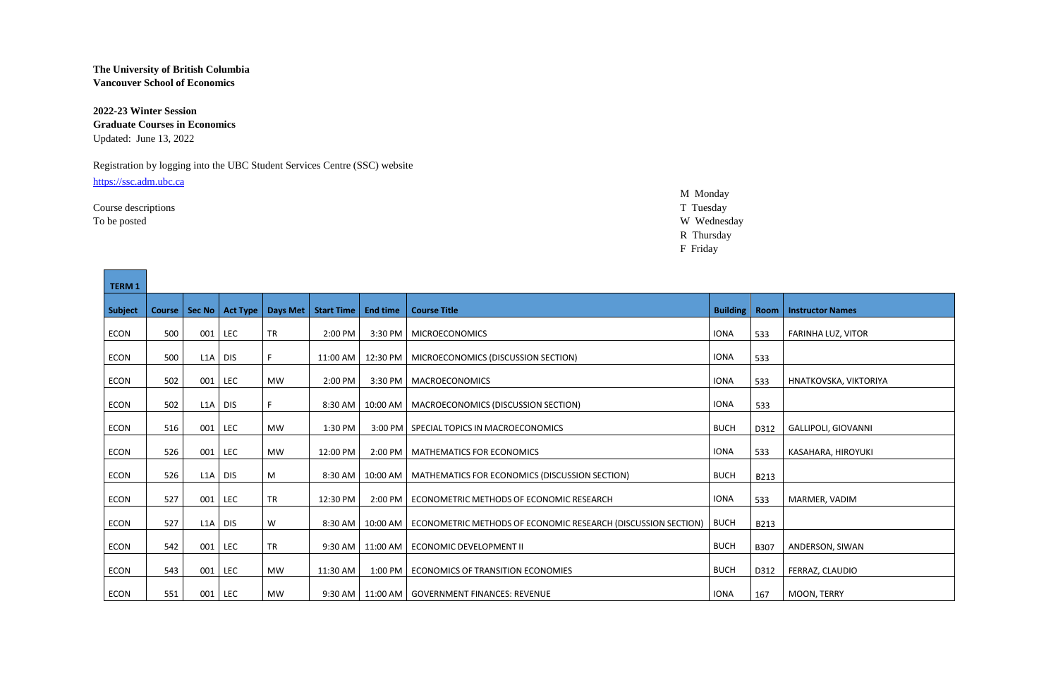**The University of British Columbia**
**Vancouver School of Economics**

**2022-23 Winter Session**
**Graduate Courses in Economics**
Updated: June 13, 2022

Registration by logging into the UBC Student Services Centre (SSC) website
[https://ssc.adm.ubc.ca](https://ssc.adm.ubc.ca)

Course descriptions
To be posted

M Monday
T Tuesday
W Wednesday
R Thursday
F Friday

**TERM 1**

| Subject | Course | Sec No | Act Type | Days Met | Start Time | End time | Course Title | Building | Room | Instructor Names |
|---|---|---|---|---|---|---|---|---|---|---|
| ECON | 500 | 001 | LEC | TR | 2:00 PM | 3:30 PM | MICROECONOMICS | IONA | 533 | FARINHA LUZ, VITOR |
| ECON | 500 | L1A | DIS | F | 11:00 AM | 12:30 PM | MICROECONOMICS (DISCUSSION SECTION) | IONA | 533 | |
| ECON | 502 | 001 | LEC | MW | 2:00 PM | 3:30 PM | MACROECONOMICS | IONA | 533 | HNATKOVSKA, VIKTORIYA |
| ECON | 502 | L1A | DIS | F | 8:30 AM | 10:00 AM | MACROECONOMICS (DISCUSSION SECTION) | IONA | 533 | |
| ECON | 516 | 001 | LEC | MW | 1:30 PM | 3:00 PM | SPECIAL TOPICS IN MACROECONOMICS | BUCH | D312 | GALLIPOLI, GIOVANNI |
| ECON | 526 | 001 | LEC | MW | 12:00 PM | 2:00 PM | MATHEMATICS FOR ECONOMICS | IONA | 533 | KASAHARA, HIROYUKI |
| ECON | 526 | L1A | DIS | M | 8:30 AM | 10:00 AM | MATHEMATICS FOR ECONOMICS (DISCUSSION SECTION) | BUCH | B213 | |
| ECON | 527 | 001 | LEC | TR | 12:30 PM | 2:00 PM | ECONOMETRIC METHODS OF ECONOMIC RESEARCH | IONA | 533 | MARMER, VADIM |
| ECON | 527 | L1A | DIS | W | 8:30 AM | 10:00 AM | ECONOMETRIC METHODS OF ECONOMIC RESEARCH (DISCUSSION SECTION) | BUCH | B213 | |
| ECON | 542 | 001 | LEC | TR | 9:30 AM | 11:00 AM | ECONOMIC DEVELOPMENT II | BUCH | B307 | ANDERSON, SIWAN |
| ECON | 543 | 001 | LEC | MW | 11:30 AM | 1:00 PM | ECONOMICS OF TRANSITION ECONOMIES | BUCH | D312 | FERRAZ, CLAUDIO |
| ECON | 551 | 001 | LEC | MW | 9:30 AM | 11:00 AM | GOVERNMENT FINANCES: REVENUE | IONA | 167 | MOON, TERRY |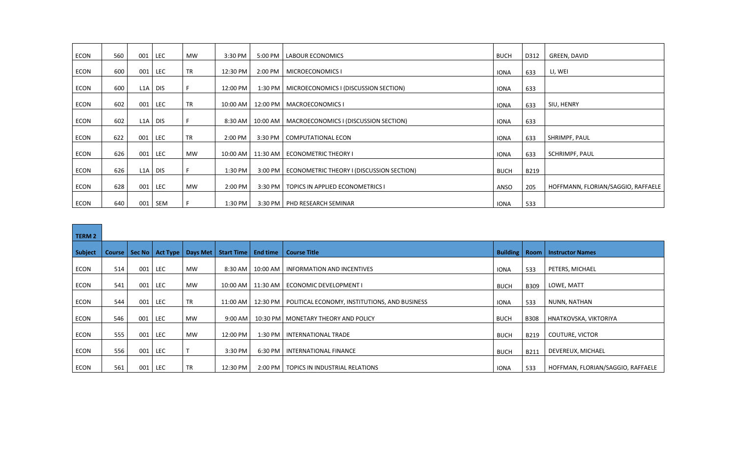| Subject | Course | Sec No | Act Type | Days Met | Start Time | End time | Course Title | Building | Room | Instructor Names |
|---|---|---|---|---|---|---|---|---|---|---|
| ECON | 560 | 001 | LEC | MW | 3:30 PM | 5:00 PM | LABOUR ECONOMICS | BUCH | D312 | GREEN, DAVID |
| ECON | 600 | 001 | LEC | TR | 12:30 PM | 2:00 PM | MICROECONOMICS I | IONA | 633 | LI, WEI |
| ECON | 600 | L1A | DIS | F | 12:00 PM | 1:30 PM | MICROECONOMICS I (DISCUSSION SECTION) | IONA | 633 | |
| ECON | 602 | 001 | LEC | TR | 10:00 AM | 12:00 PM | MACROECONOMICS I | IONA | 633 | SIU, HENRY |
| ECON | 602 | L1A | DIS | F | 8:30 AM | 10:00 AM | MACROECONOMICS I (DISCUSSION SECTION) | IONA | 633 | |
| ECON | 622 | 001 | LEC | TR | 2:00 PM | 3:30 PM | COMPUTATIONAL ECON | IONA | 633 | SHRIMPF, PAUL |
| ECON | 626 | 001 | LEC | MW | 10:00 AM | 11:30 AM | ECONOMETRIC THEORY I | IONA | 633 | SCHRIMPF, PAUL |
| ECON | 626 | L1A | DIS | F | 1:30 PM | 3:00 PM | ECONOMETRIC THEORY I (DISCUSSION SECTION) | BUCH | B219 | |
| ECON | 628 | 001 | LEC | MW | 2:00 PM | 3:30 PM | TOPICS IN APPLIED ECONOMETRICS I | ANSO | 205 | HOFFMANN, FLORIAN/SAGGIO, RAFFAELE |
| ECON | 640 | 001 | SEM | F | 1:30 PM | 3:30 PM | PHD RESEARCH SEMINAR | IONA | 533 | |

**TERM 2**

| Subject | Course | Sec No | Act Type | Days Met | Start Time | End time | Course Title | Building | Room | Instructor Names |
|---|---|---|---|---|---|---|---|---|---|---|
| ECON | 514 | 001 | LEC | MW | 8:30 AM | 10:00 AM | INFORMATION AND INCENTIVES | IONA | 533 | PETERS, MICHAEL |
| ECON | 541 | 001 | LEC | MW | 10:00 AM | 11:30 AM | ECONOMIC DEVELOPMENT I | BUCH | B309 | LOWE, MATT |
| ECON | 544 | 001 | LEC | TR | 11:00 AM | 12:30 PM | POLITICAL ECONOMY, INSTITUTIONS, AND BUSINESS | IONA | 533 | NUNN, NATHAN |
| ECON | 546 | 001 | LEC | MW | 9:00 AM | 10:30 PM | MONETARY THEORY AND POLICY | BUCH | B308 | HNATKOVSKA, VIKTORIYA |
| ECON | 555 | 001 | LEC | MW | 12:00 PM | 1:30 PM | INTERNATIONAL TRADE | BUCH | B219 | COUTURE, VICTOR |
| ECON | 556 | 001 | LEC | T | 3:30 PM | 6:30 PM | INTERNATIONAL FINANCE | BUCH | B211 | DEVEREUX, MICHAEL |
| ECON | 561 | 001 | LEC | TR | 12:30 PM | 2:00 PM | TOPICS IN INDUSTRIAL RELATIONS | IONA | 533 | HOFFMAN, FLORIAN/SAGGIO, RAFFAELE |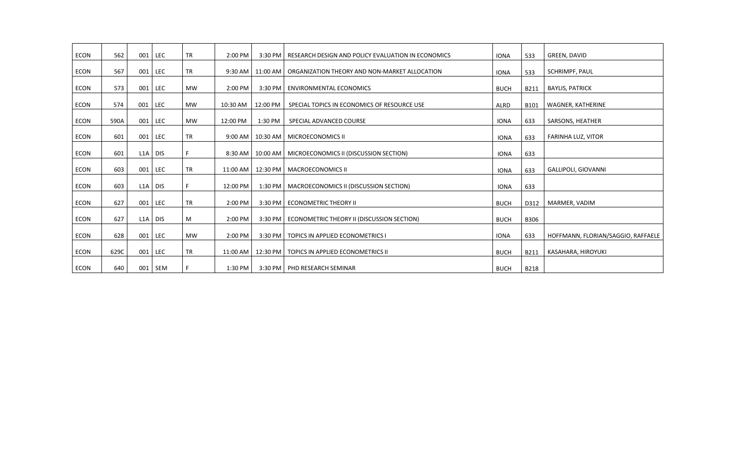| | | | | | | | | | | |
|---|---|---|---|---|---|---|---|---|---|---|
| ECON | 562 | 001 | LEC | TR | 2:00 PM | 3:30 PM | RESEARCH DESIGN AND POLICY EVALUATION IN ECONOMICS | IONA | 533 | GREEN, DAVID |
| ECON | 567 | 001 | LEC | TR | 9:30 AM | 11:00 AM | ORGANIZATION THEORY AND NON-MARKET ALLOCATION | IONA | 533 | SCHRIMPF, PAUL |
| ECON | 573 | 001 | LEC | MW | 2:00 PM | 3:30 PM | ENVIRONMENTAL ECONOMICS | BUCH | B211 | BAYLIS, PATRICK |
| ECON | 574 | 001 | LEC | MW | 10:30 AM | 12:00 PM | SPECIAL TOPICS IN ECONOMICS OF RESOURCE USE | ALRD | B101 | WAGNER, KATHERINE |
| ECON | 590A | 001 | LEC | MW | 12:00 PM | 1:30 PM | SPECIAL ADVANCED COURSE | IONA | 633 | SARSONS, HEATHER |
| ECON | 601 | 001 | LEC | TR | 9:00 AM | 10:30 AM | MICROECONOMICS II | IONA | 633 | FARINHA LUZ, VITOR |
| ECON | 601 | L1A | DIS | F | 8:30 AM | 10:00 AM | MICROECONOMICS II (DISCUSSION SECTION) | IONA | 633 | |
| ECON | 603 | 001 | LEC | TR | 11:00 AM | 12:30 PM | MACROECONOMICS II | IONA | 633 | GALLIPOLI, GIOVANNI |
| ECON | 603 | L1A | DIS | F | 12:00 PM | 1:30 PM | MACROECONOMICS II (DISCUSSION SECTION) | IONA | 633 | |
| ECON | 627 | 001 | LEC | TR | 2:00 PM | 3:30 PM | ECONOMETRIC THEORY II | BUCH | D312 | MARMER, VADIM |
| ECON | 627 | L1A | DIS | M | 2:00 PM | 3:30 PM | ECONOMETRIC THEORY II (DISCUSSION SECTION) | BUCH | B306 | |
| ECON | 628 | 001 | LEC | MW | 2:00 PM | 3:30 PM | TOPICS IN APPLIED ECONOMETRICS I | IONA | 633 | HOFFMANN, FLORIAN/SAGGIO, RAFFAELE |
| ECON | 629C | 001 | LEC | TR | 11:00 AM | 12:30 PM | TOPICS IN APPLIED ECONOMETRICS II | BUCH | B211 | KASAHARA, HIROYUKI |
| ECON | 640 | 001 | SEM | F | 1:30 PM | 3:30 PM | PHD RESEARCH SEMINAR | BUCH | B218 | |